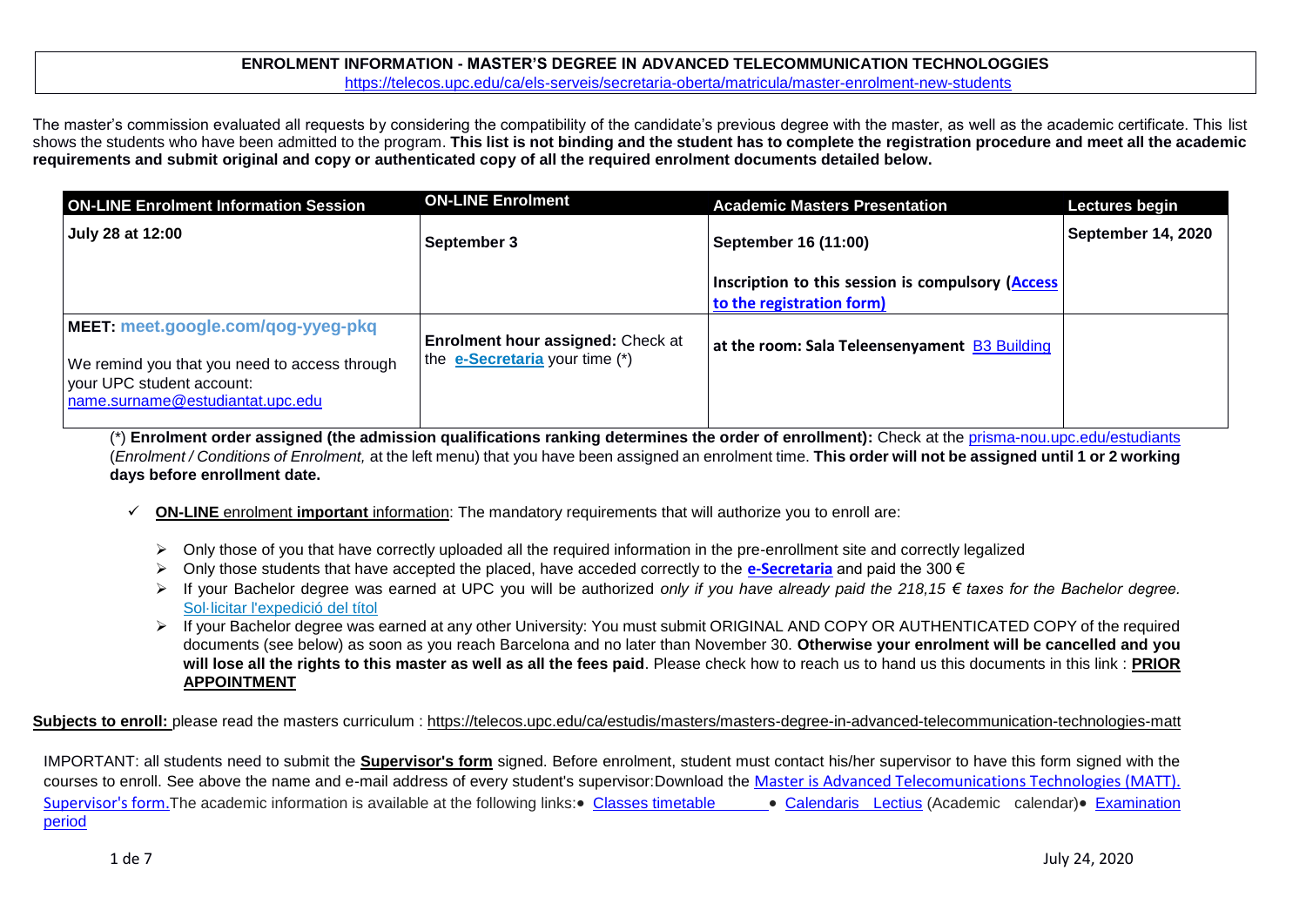# ENROLMENT INFORMATION - MASTER'S DEGREE IN ADVANCED TELECOMMUNICATION TECHNOLOGGIES

https://telecos.upc.edu/ca/els-serveis/secretaria-oberta/matricula/master-enrolment-new-students

The master's commission evaluated all requests by considering the compatibility of the candidate's previous degree with the master, as well as the academic certificate. This list shows the students who have been admitted to the program. **This list is not binding and the student has to complete the registration procedure and meet all the academic requirements and submit original and copy or authenticated copy of all the required enrolment documents detailed below.**

| ON-LINE Enrolment Information Session | ON-LINE Enrolment | Academic Masters Presentation | Lectures begin |
|---|---|---|---|
| **July 28 at 12:00** | **September 3** | **September 16 (11:00)**<br><br>**Inscription to this session is compulsory (Access to the registration form)** | **September 14, 2020** |
| **MEET: meet.google.com/qog-yyeg-pkq**<br><br>We remind you that you need to access through your UPC student account: name.surname@estudiantat.upc.edu | **Enrolment hour assigned:** Check at the **e-Secretaria** your time (*) | **at the room: Sala Teleensenyament** B3 Building | |

(*) **Enrolment order assigned (the admission qualifications ranking determines the order of enrollment):** Check at the prisma-nou.upc.edu/estudiants (*Enrolment / Conditions of Enrolment,* at the left menu) that you have been assigned an enrolment time. **This order will not be assigned until 1 or 2 working days before enrollment date.**

- ✓ **ON-LINE** enrolment **important** information: The mandatory requirements that will authorize you to enroll are:
  - Only those of you that have correctly uploaded all the required information in the pre-enrollment site and correctly legalized
  - Only those students that have accepted the placed, have acceded correctly to the **e-Secretaria** and paid the 300 €
  - If your Bachelor degree was earned at UPC you will be authorized *only if you have already paid the 218,15 € taxes for the Bachelor degree.* Sol·licitar l'expedició del títol
  - If your Bachelor degree was earned at any other University: You must submit ORIGINAL AND COPY OR AUTHENTICATED COPY of the required documents (see below) as soon as you reach Barcelona and no later than November 30. **Otherwise your enrolment will be cancelled and you will lose all the rights to this master as well as all the fees paid**. Please check how to reach us to hand us this documents in this link : **PRIOR APPOINTMENT**

**Subjects to enroll:** please read the masters curriculum : https://telecos.upc.edu/ca/estudis/masters/masters-degree-in-advanced-telecommunication-technologies-matt

IMPORTANT: all students need to submit the **Supervisor's form** signed. Before enrolment, student must contact his/her supervisor to have this form signed with the courses to enroll. See above the name and e-mail address of every student's supervisor:Download the Master is Advanced Telecomunications Technologies (MATT). Supervisor's form.The academic information is available at the following links:• Classes timetable • Calendaris Lectius (Academic calendar)• Examination period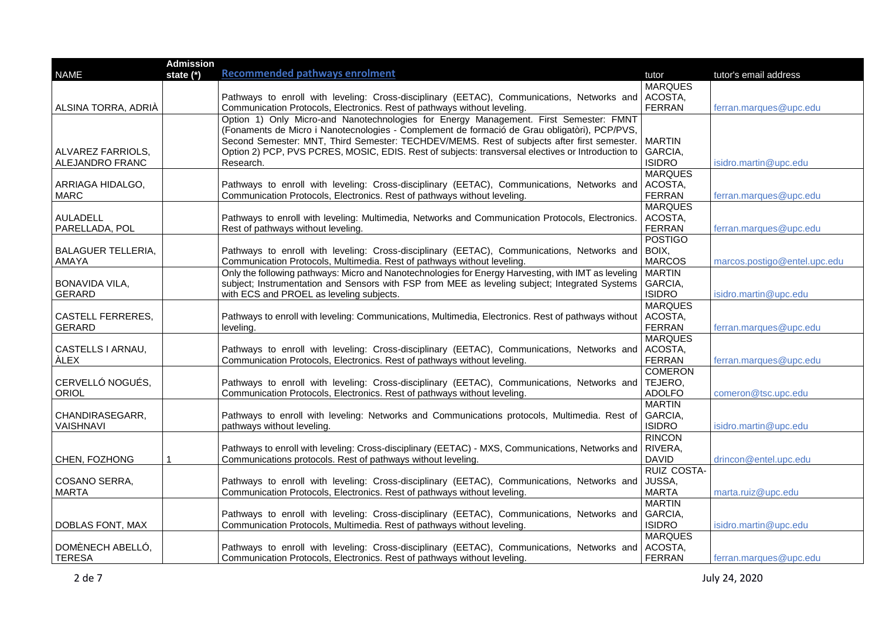| NAME | Admission state (*) | Recommended pathways enrolment | tutor | tutor's email address |
|---|---|---|---|---|
| ALSINA TORRA, ADRIÀ | | Pathways to enroll with leveling: Cross-disciplinary (EETAC), Communications, Networks and Communication Protocols, Electronics. Rest of pathways without leveling. | MARQUES ACOSTA, FERRAN | ferran.marques@upc.edu |
| ALVAREZ FARRIOLS, ALEJANDRO FRANC | | Option 1) Only Micro-and Nanotechnologies for Energy Management. First Semester: FMNT (Fonaments de Micro i Nanotecnologies - Complement de formació de Grau obligatòri), PCP/PVS, Second Semester: MNT, Third Semester: TECHDEV/MEMS. Rest of subjects after first semester. Option 2) PCP, PVS PCRES, MOSIC, EDIS. Rest of subjects: transversal electives or Introduction to Research. | MARTIN GARCIA, ISIDRO | isidro.martin@upc.edu |
| ARRIAGA HIDALGO, MARC | | Pathways to enroll with leveling: Cross-disciplinary (EETAC), Communications, Networks and Communication Protocols, Electronics. Rest of pathways without leveling. | MARQUES ACOSTA, FERRAN | ferran.marques@upc.edu |
| AULADELL PARELLADA, POL | | Pathways to enroll with leveling: Multimedia, Networks and Communication Protocols, Electronics. Rest of pathways without leveling. | MARQUES ACOSTA, FERRAN | ferran.marques@upc.edu |
| BALAGUER TELLERIA, AMAYA | | Pathways to enroll with leveling: Cross-disciplinary (EETAC), Communications, Networks and Communication Protocols, Multimedia. Rest of pathways without leveling. | POSTIGO BOIX, MARCOS | marcos.postigo@entel.upc.edu |
| BONAVIDA VILA, GERARD | | Only the following pathways: Micro and Nanotechnologies for Energy Harvesting, with IMT as leveling subject; Instrumentation and Sensors with FSP from MEE as leveling subject; Integrated Systems with ECS and PROEL as leveling subjects. | MARTIN GARCIA, ISIDRO | isidro.martin@upc.edu |
| CASTELL FERRERES, GERARD | | Pathways to enroll with leveling: Communications, Multimedia, Electronics. Rest of pathways without leveling. | MARQUES ACOSTA, FERRAN | ferran.marques@upc.edu |
| CASTELLS I ARNAU, ÀLEX | | Pathways to enroll with leveling: Cross-disciplinary (EETAC), Communications, Networks and Communication Protocols, Electronics. Rest of pathways without leveling. | MARQUES ACOSTA, FERRAN | ferran.marques@upc.edu |
| CERVELLÓ NOGUÉS, ORIOL | | Pathways to enroll with leveling: Cross-disciplinary (EETAC), Communications, Networks and Communication Protocols, Electronics. Rest of pathways without leveling. | COMERON TEJERO, ADOLFO | comeron@tsc.upc.edu |
| CHANDIRASEGARR, VAISHNAVI | | Pathways to enroll with leveling: Networks and Communications protocols, Multimedia. Rest of pathways without leveling. | MARTIN GARCIA, ISIDRO | isidro.martin@upc.edu |
| CHEN, FOZHONG | 1 | Pathways to enroll with leveling: Cross-disciplinary (EETAC) - MXS, Communications, Networks and Communications protocols. Rest of pathways without leveling. | RINCON RIVERA, DAVID | drincon@entel.upc.edu |
| COSANO SERRA, MARTA | | Pathways to enroll with leveling: Cross-disciplinary (EETAC), Communications, Networks and Communication Protocols, Electronics. Rest of pathways without leveling. | RUIZ COSTA-JUSSA, MARTA | marta.ruiz@upc.edu |
| DOBLAS FONT, MAX | | Pathways to enroll with leveling: Cross-disciplinary (EETAC), Communications, Networks and Communication Protocols, Multimedia. Rest of pathways without leveling. | MARTIN GARCIA, ISIDRO | isidro.martin@upc.edu |
| DOMÈNECH ABELLÓ, TERESA | | Pathways to enroll with leveling: Cross-disciplinary (EETAC), Communications, Networks and Communication Protocols, Electronics. Rest of pathways without leveling. | MARQUES ACOSTA, FERRAN | ferran.marques@upc.edu |

July 24, 2020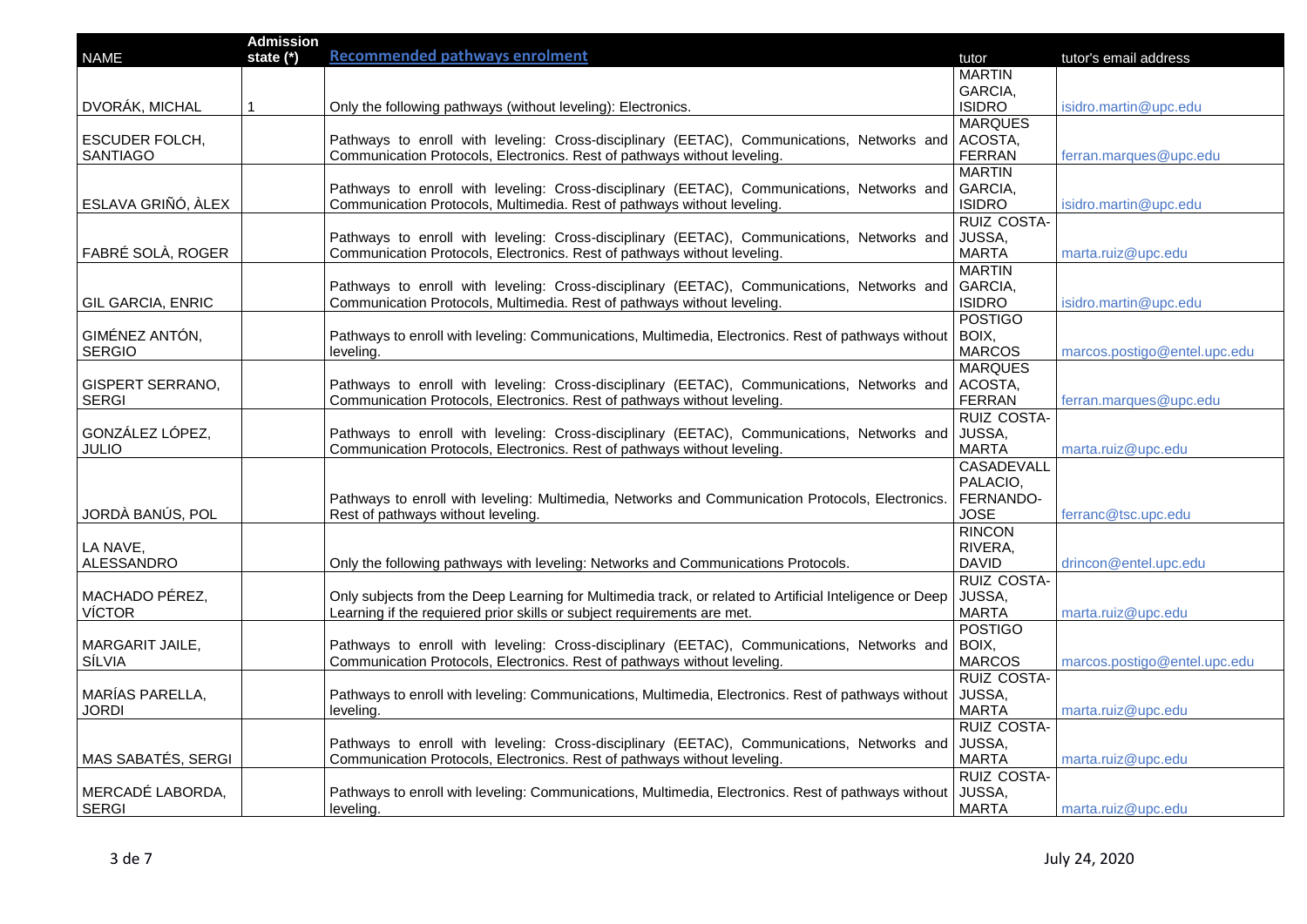| NAME | Admission state (*) | Recommended pathways enrolment | tutor | tutor's email address |
|---|---|---|---|---|
| DVORÁK, MICHAL | 1 | Only the following pathways (without leveling): Electronics. | MARTIN GARCIA, ISIDRO | isidro.martin@upc.edu |
| ESCUDER FOLCH, SANTIAGO | | Pathways to enroll with leveling: Cross-disciplinary (EETAC), Communications, Networks and Communication Protocols, Electronics. Rest of pathways without leveling. | MARQUES ACOSTA, FERRAN | ferran.marques@upc.edu |
| ESLAVA GRIÑÓ, ÀLEX | | Pathways to enroll with leveling: Cross-disciplinary (EETAC), Communications, Networks and Communication Protocols, Multimedia. Rest of pathways without leveling. | MARTIN GARCIA, ISIDRO | isidro.martin@upc.edu |
| FABRÉ SOLÀ, ROGER | | Pathways to enroll with leveling: Cross-disciplinary (EETAC), Communications, Networks and Communication Protocols, Electronics. Rest of pathways without leveling. | RUIZ COSTA-JUSSA, MARTA | marta.ruiz@upc.edu |
| GIL GARCIA, ENRIC | | Pathways to enroll with leveling: Cross-disciplinary (EETAC), Communications, Networks and Communication Protocols, Multimedia. Rest of pathways without leveling. | MARTIN GARCIA, ISIDRO | isidro.martin@upc.edu |
| GIMÉNEZ ANTÓN, SERGIO | | Pathways to enroll with leveling: Communications, Multimedia, Electronics. Rest of pathways without leveling. | POSTIGO BOIX, MARCOS | marcos.postigo@entel.upc.edu |
| GISPERT SERRANO, SERGI | | Pathways to enroll with leveling: Cross-disciplinary (EETAC), Communications, Networks and Communication Protocols, Electronics. Rest of pathways without leveling. | MARQUES ACOSTA, FERRAN | ferran.marques@upc.edu |
| GONZÁLEZ LÓPEZ, JULIO | | Pathways to enroll with leveling: Cross-disciplinary (EETAC), Communications, Networks and Communication Protocols, Electronics. Rest of pathways without leveling. | RUIZ COSTA-JUSSA, MARTA | marta.ruiz@upc.edu |
| JORDÀ BANÚS, POL | | Pathways to enroll with leveling: Multimedia, Networks and Communication Protocols, Electronics. Rest of pathways without leveling. | CASADEVALL PALACIO, FERNANDO-JOSE | ferranc@tsc.upc.edu |
| LA NAVE, ALESSANDRO | | Only the following pathways with leveling: Networks and Communications Protocols. | RINCON RIVERA, DAVID | drincon@entel.upc.edu |
| MACHADO PÉREZ, VÍCTOR | | Only subjects from the Deep Learning for Multimedia track, or related to Artificial Inteligence or Deep Learning if the requiered prior skills or subject requirements are met. | RUIZ COSTA-JUSSA, MARTA | marta.ruiz@upc.edu |
| MARGARIT JAILE, SÍLVIA | | Pathways to enroll with leveling: Cross-disciplinary (EETAC), Communications, Networks and Communication Protocols, Electronics. Rest of pathways without leveling. | POSTIGO BOIX, MARCOS | marcos.postigo@entel.upc.edu |
| MARÍAS PARELLA, JORDI | | Pathways to enroll with leveling: Communications, Multimedia, Electronics. Rest of pathways without leveling. | RUIZ COSTA-JUSSA, MARTA | marta.ruiz@upc.edu |
| MAS SABATÉS, SERGI | | Pathways to enroll with leveling: Cross-disciplinary (EETAC), Communications, Networks and Communication Protocols, Electronics. Rest of pathways without leveling. | RUIZ COSTA-JUSSA, MARTA | marta.ruiz@upc.edu |
| MERCADÉ LABORDA, SERGI | | Pathways to enroll with leveling: Communications, Multimedia, Electronics. Rest of pathways without leveling. | RUIZ COSTA-JUSSA, MARTA | marta.ruiz@upc.edu |

July 24, 2020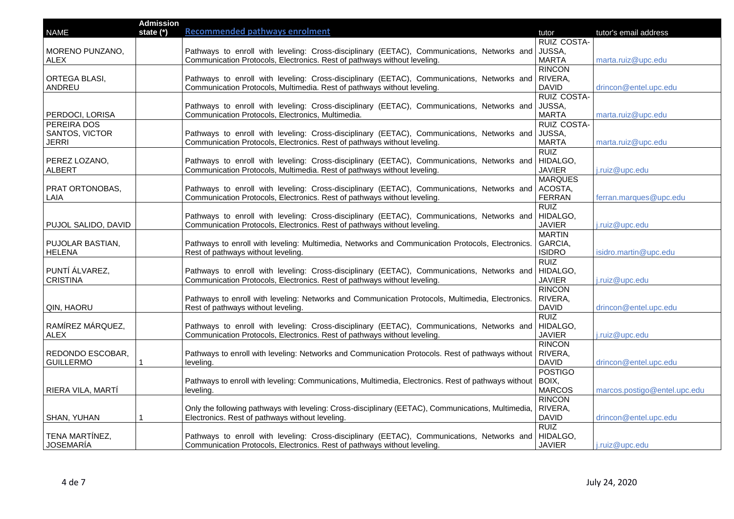| NAME | Admission state (*) | Recommended pathways enrolment | tutor | tutor's email address |
|---|---|---|---|---|
| MORENO PUNZANO, ALEX | | Pathways to enroll with leveling: Cross-disciplinary (EETAC), Communications, Networks and Communication Protocols, Electronics. Rest of pathways without leveling. | RUIZ COSTA-JUSSA, MARTA | marta.ruiz@upc.edu |
| ORTEGA BLASI, ANDREU | | Pathways to enroll with leveling: Cross-disciplinary (EETAC), Communications, Networks and Communication Protocols, Multimedia. Rest of pathways without leveling. | RINCON RIVERA, DAVID | drincon@entel.upc.edu |
| PERDOCI, LORISA | | Pathways to enroll with leveling: Cross-disciplinary (EETAC), Communications, Networks and Communication Protocols, Electronics, Multimedia. | RUIZ COSTA-JUSSA, MARTA | marta.ruiz@upc.edu |
| PEREIRA DOS SANTOS, VICTOR JERRI | | Pathways to enroll with leveling: Cross-disciplinary (EETAC), Communications, Networks and Communication Protocols, Electronics. Rest of pathways without leveling. | RUIZ COSTA-JUSSA, MARTA | marta.ruiz@upc.edu |
| PEREZ LOZANO, ALBERT | | Pathways to enroll with leveling: Cross-disciplinary (EETAC), Communications, Networks and Communication Protocols, Multimedia. Rest of pathways without leveling. | RUIZ HIDALGO, JAVIER | j.ruiz@upc.edu |
| PRAT ORTONOBAS, LAIA | | Pathways to enroll with leveling: Cross-disciplinary (EETAC), Communications, Networks and Communication Protocols, Electronics. Rest of pathways without leveling. | MARQUES ACOSTA, FERRAN | ferran.marques@upc.edu |
| PUJOL SALIDO, DAVID | | Pathways to enroll with leveling: Cross-disciplinary (EETAC), Communications, Networks and Communication Protocols, Electronics. Rest of pathways without leveling. | RUIZ HIDALGO, JAVIER | j.ruiz@upc.edu |
| PUJOLAR BASTIAN, HELENA | | Pathways to enroll with leveling: Multimedia, Networks and Communication Protocols, Electronics. Rest of pathways without leveling. | MARTIN GARCIA, ISIDRO | isidro.martin@upc.edu |
| PUNTÍ ÁLVAREZ, CRISTINA | | Pathways to enroll with leveling: Cross-disciplinary (EETAC), Communications, Networks and Communication Protocols, Electronics. Rest of pathways without leveling. | RUIZ HIDALGO, JAVIER | j.ruiz@upc.edu |
| QIN, HAORU | | Pathways to enroll with leveling: Networks and Communication Protocols, Multimedia, Electronics. Rest of pathways without leveling. | RINCON RIVERA, DAVID | drincon@entel.upc.edu |
| RAMÍREZ MÁRQUEZ, ALEX | | Pathways to enroll with leveling: Cross-disciplinary (EETAC), Communications, Networks and Communication Protocols, Electronics. Rest of pathways without leveling. | RUIZ HIDALGO, JAVIER | j.ruiz@upc.edu |
| REDONDO ESCOBAR, GUILLERMO | 1 | Pathways to enroll with leveling: Networks and Communication Protocols. Rest of pathways without leveling. | RINCON RIVERA, DAVID | drincon@entel.upc.edu |
| RIERA VILA, MARTÍ | | Pathways to enroll with leveling: Communications, Multimedia, Electronics. Rest of pathways without leveling. | POSTIGO BOIX, MARCOS | marcos.postigo@entel.upc.edu |
| SHAN, YUHAN | 1 | Only the following pathways with leveling: Cross-disciplinary (EETAC), Communications, Multimedia, Electronics. Rest of pathways without leveling. | RINCON RIVERA, DAVID | drincon@entel.upc.edu |
| TENA MARTÍNEZ, JOSEMARÍA | | Pathways to enroll with leveling: Cross-disciplinary (EETAC), Communications, Networks and Communication Protocols, Electronics. Rest of pathways without leveling. | RUIZ HIDALGO, JAVIER | j.ruiz@upc.edu |

July 24, 2020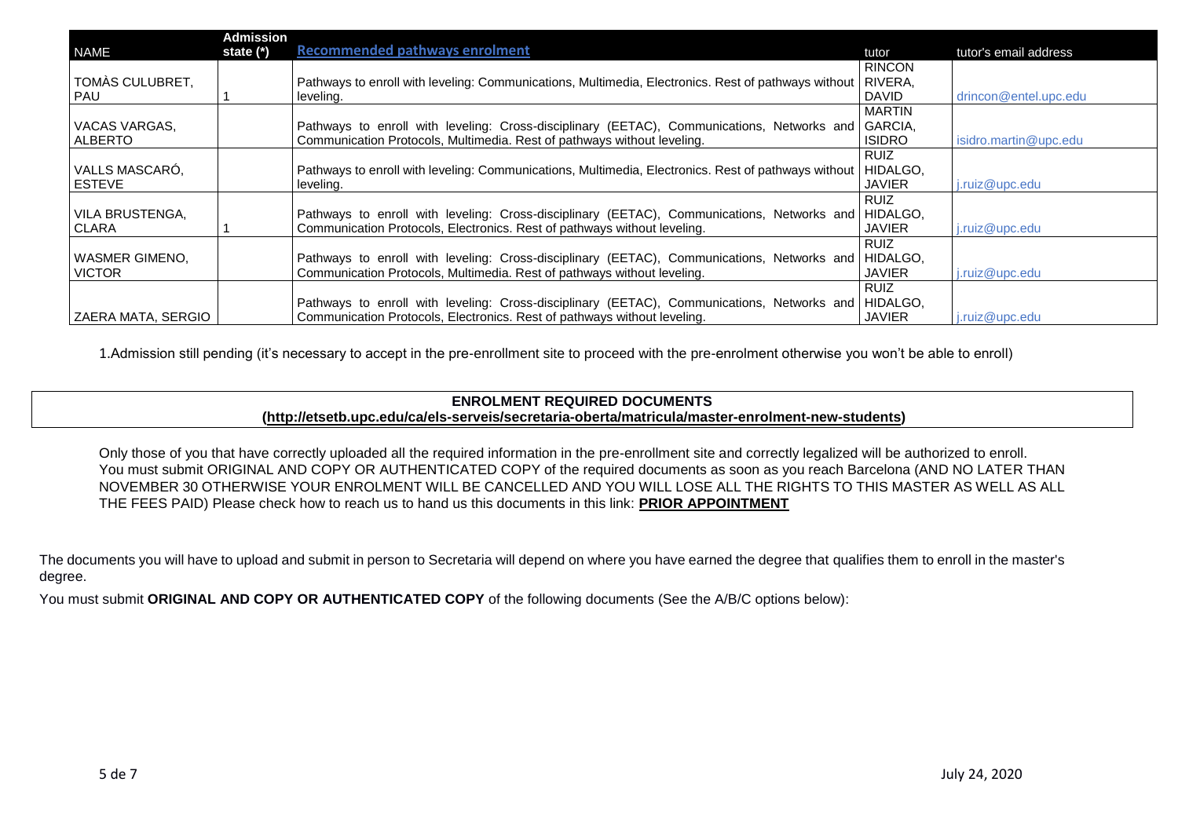| NAME | Admission state (*) | Recommended pathways enrolment | tutor | tutor's email address |
|---|---|---|---|---|
| TOMÀS CULUBRET, PAU | 1 | Pathways to enroll with leveling: Communications, Multimedia, Electronics. Rest of pathways without leveling. | RINCON RIVERA, DAVID | drincon@entel.upc.edu |
| VACAS VARGAS, ALBERTO | | Pathways to enroll with leveling: Cross-disciplinary (EETAC), Communications, Networks and Communication Protocols, Multimedia. Rest of pathways without leveling. | MARTIN GARCIA, ISIDRO | isidro.martin@upc.edu |
| VALLS MASCARÓ, ESTEVE | | Pathways to enroll with leveling: Communications, Multimedia, Electronics. Rest of pathways without leveling. | RUIZ HIDALGO, JAVIER | j.ruiz@upc.edu |
| VILA BRUSTENGA, CLARA | 1 | Pathways to enroll with leveling: Cross-disciplinary (EETAC), Communications, Networks and Communication Protocols, Electronics. Rest of pathways without leveling. | RUIZ HIDALGO, JAVIER | j.ruiz@upc.edu |
| WASMER GIMENO, VICTOR | | Pathways to enroll with leveling: Cross-disciplinary (EETAC), Communications, Networks and Communication Protocols, Multimedia. Rest of pathways without leveling. | RUIZ HIDALGO, JAVIER | j.ruiz@upc.edu |
| ZAERA MATA, SERGIO | | Pathways to enroll with leveling: Cross-disciplinary (EETAC), Communications, Networks and Communication Protocols, Electronics. Rest of pathways without leveling. | RUIZ HIDALGO, JAVIER | j.ruiz@upc.edu |

1.Admission still pending (it's necessary to accept in the pre-enrollment site to proceed with the pre-enrolment otherwise you won't be able to enroll)

**ENROLMENT REQUIRED DOCUMENTS**
**(http://etsetb.upc.edu/ca/els-serveis/secretaria-oberta/matricula/master-enrolment-new-students)**

Only those of you that have correctly uploaded all the required information in the pre-enrollment site and correctly legalized will be authorized to enroll. You must submit ORIGINAL AND COPY OR AUTHENTICATED COPY of the required documents as soon as you reach Barcelona (AND NO LATER THAN NOVEMBER 30 OTHERWISE YOUR ENROLMENT WILL BE CANCELLED AND YOU WILL LOSE ALL THE RIGHTS TO THIS MASTER AS WELL AS ALL THE FEES PAID) Please check how to reach us to hand us this documents in this link: **PRIOR APPOINTMENT**

The documents you will have to upload and submit in person to Secretaria will depend on where you have earned the degree that qualifies them to enroll in the master's degree.

You must submit **ORIGINAL AND COPY OR AUTHENTICATED COPY** of the following documents (See the A/B/C options below):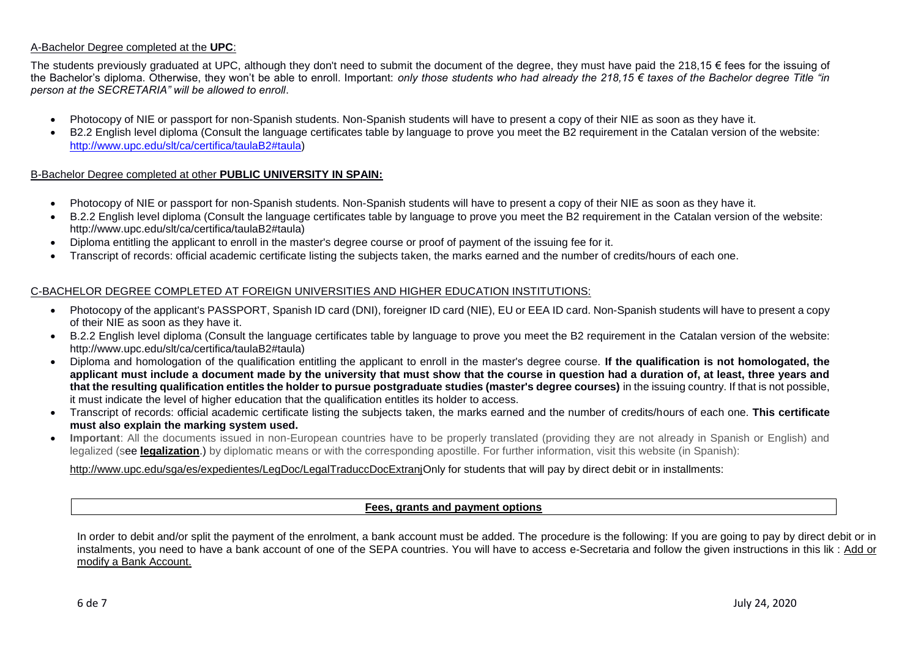A-Bachelor Degree completed at the **UPC**:

The students previously graduated at UPC, although they don't need to submit the document of the degree, they must have paid the 218,15 € fees for the issuing of the Bachelor's diploma. Otherwise, they won't be able to enroll. Important: *only those students who had already the 218,15 € taxes of the Bachelor degree Title "in person at the SECRETARIA" will be allowed to enroll*.

- Photocopy of NIE or passport for non-Spanish students. Non-Spanish students will have to present a copy of their NIE as soon as they have it.
- B2.2 English level diploma (Consult the language certificates table by language to prove you meet the B2 requirement in the Catalan version of the website: [http://www.upc.edu/slt/ca/certifica/taulaB2#taula](http://www.upc.edu/slt/ca/certifica/taulaB2#taula))

B-Bachelor Degree completed at other **PUBLIC UNIVERSITY IN SPAIN:**

- Photocopy of NIE or passport for non-Spanish students. Non-Spanish students will have to present a copy of their NIE as soon as they have it.
- B.2.2 English level diploma (Consult the language certificates table by language to prove you meet the B2 requirement in the Catalan version of the website: http://www.upc.edu/slt/ca/certifica/taulaB2#taula)
- Diploma entitling the applicant to enroll in the master's degree course or proof of payment of the issuing fee for it.
- Transcript of records: official academic certificate listing the subjects taken, the marks earned and the number of credits/hours of each one.

C-BACHELOR DEGREE COMPLETED AT FOREIGN UNIVERSITIES AND HIGHER EDUCATION INSTITUTIONS:

- Photocopy of the applicant's PASSPORT, Spanish ID card (DNI), foreigner ID card (NIE), EU or EEA ID card. Non-Spanish students will have to present a copy of their NIE as soon as they have it.
- B.2.2 English level diploma (Consult the language certificates table by language to prove you meet the B2 requirement in the Catalan version of the website: http://www.upc.edu/slt/ca/certifica/taulaB2#taula)
- Diploma and homologation of the qualification entitling the applicant to enroll in the master's degree course. **If the qualification is not homologated, the applicant must include a document made by the university that must show that the course in question had a duration of, at least, three years and that the resulting qualification entitles the holder to pursue postgraduate studies (master's degree courses)** in the issuing country. If that is not possible, it must indicate the level of higher education that the qualification entitles its holder to access.
- Transcript of records: official academic certificate listing the subjects taken, the marks earned and the number of credits/hours of each one. **This certificate must also explain the marking system used.**
- **Important**: All the documents issued in non-European countries have to be properly translated (providing they are not already in Spanish or English) and legalized (see **legalization**.) by diplomatic means or with the corresponding apostille. For further information, visit this website (in Spanish):

[http://www.upc.edu/sga/es/expedientes/LegDoc/LegalTraduccDocExtranj](http://www.upc.edu/sga/es/expedientes/LegDoc/LegalTraduccDocExtranj)Only for students that will pay by direct debit or in installments:

## Fees, grants and payment options

In order to debit and/or split the payment of the enrolment, a bank account must be added. The procedure is the following: If you are going to pay by direct debit or in instalments, you need to have a bank account of one of the SEPA countries. You will have to access e-Secretaria and follow the given instructions in this lik : Add or modify a Bank Account.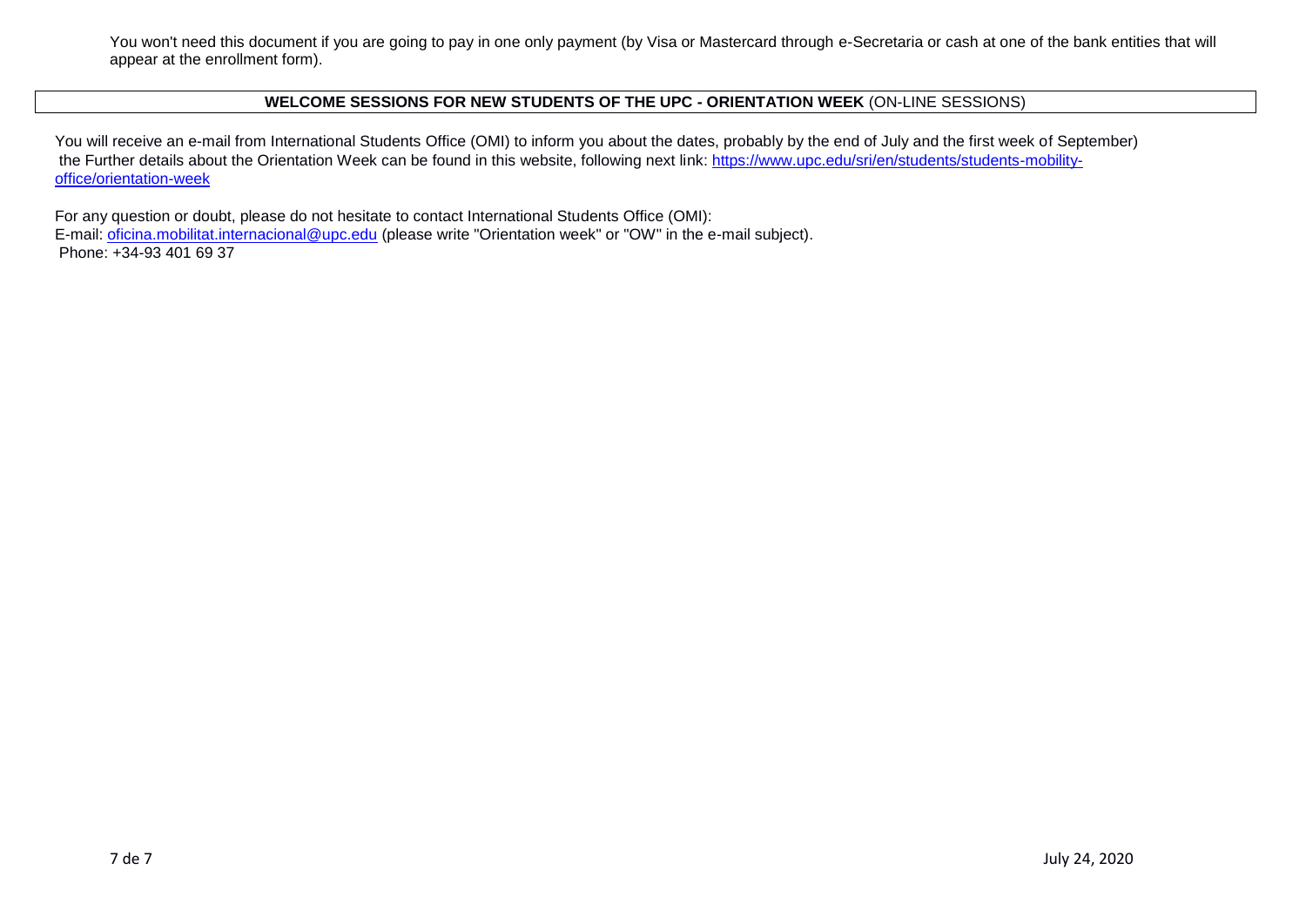You won't need this document if you are going to pay in one only payment (by Visa or Mastercard through e-Secretaria or cash at one of the bank entities that will appear at the enrollment form).

## **WELCOME SESSIONS FOR NEW STUDENTS OF THE UPC - ORIENTATION WEEK** (ON-LINE SESSIONS)

You will receive an e-mail from International Students Office (OMI) to inform you about the dates, probably by the end of July and the first week of September) the Further details about the Orientation Week can be found in this website, following next link: https://www.upc.edu/sri/en/students/students-mobility-office/orientation-week

For any question or doubt, please do not hesitate to contact International Students Office (OMI):
E-mail: oficina.mobilitat.internacional@upc.edu (please write "Orientation week" or "OW" in the e-mail subject).
Phone: +34-93 401 69 37

July 24, 2020